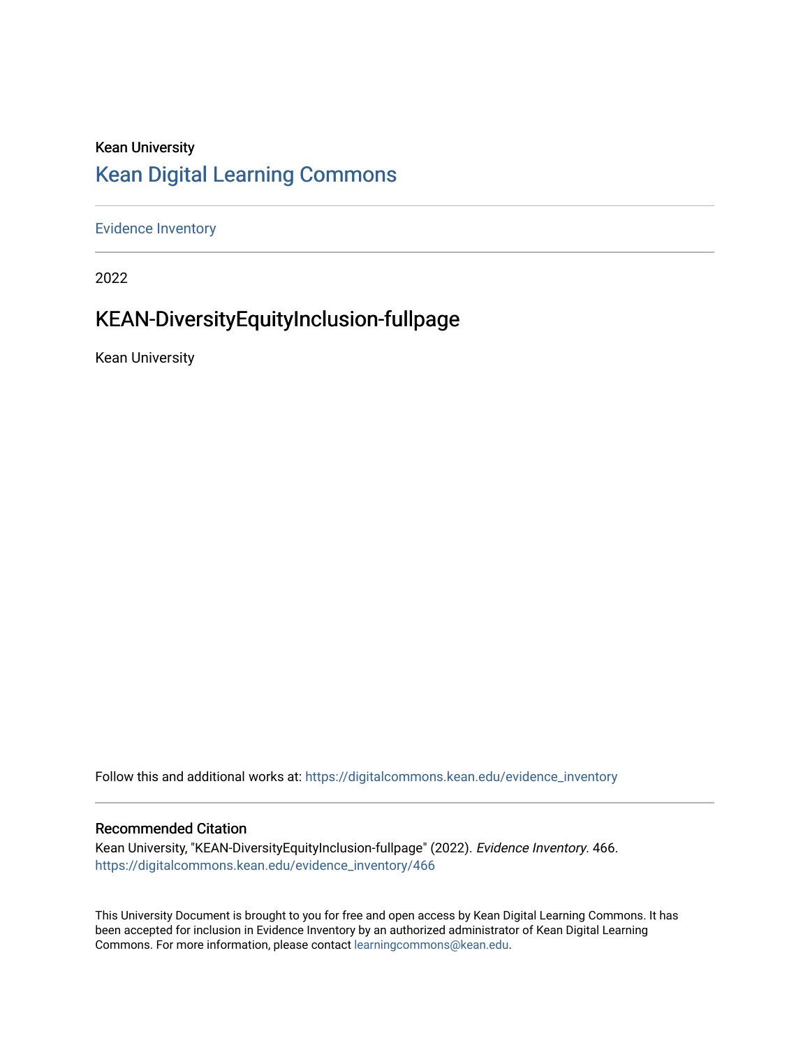Kean University

# Kean Digital Learning Commons

Evidence Inventory

2022

## KEAN-DiversityEquityInclusion-fullpage

Kean University

Follow this and additional works at: https://digitalcommons.kean.edu/evidence_inventory

### Recommended Citation

Kean University, "KEAN-DiversityEquityInclusion-fullpage" (2022). *Evidence Inventory*. 466.
https://digitalcommons.kean.edu/evidence_inventory/466

This University Document is brought to you for free and open access by Kean Digital Learning Commons. It has been accepted for inclusion in Evidence Inventory by an authorized administrator of Kean Digital Learning Commons. For more information, please contact learningcommons@kean.edu.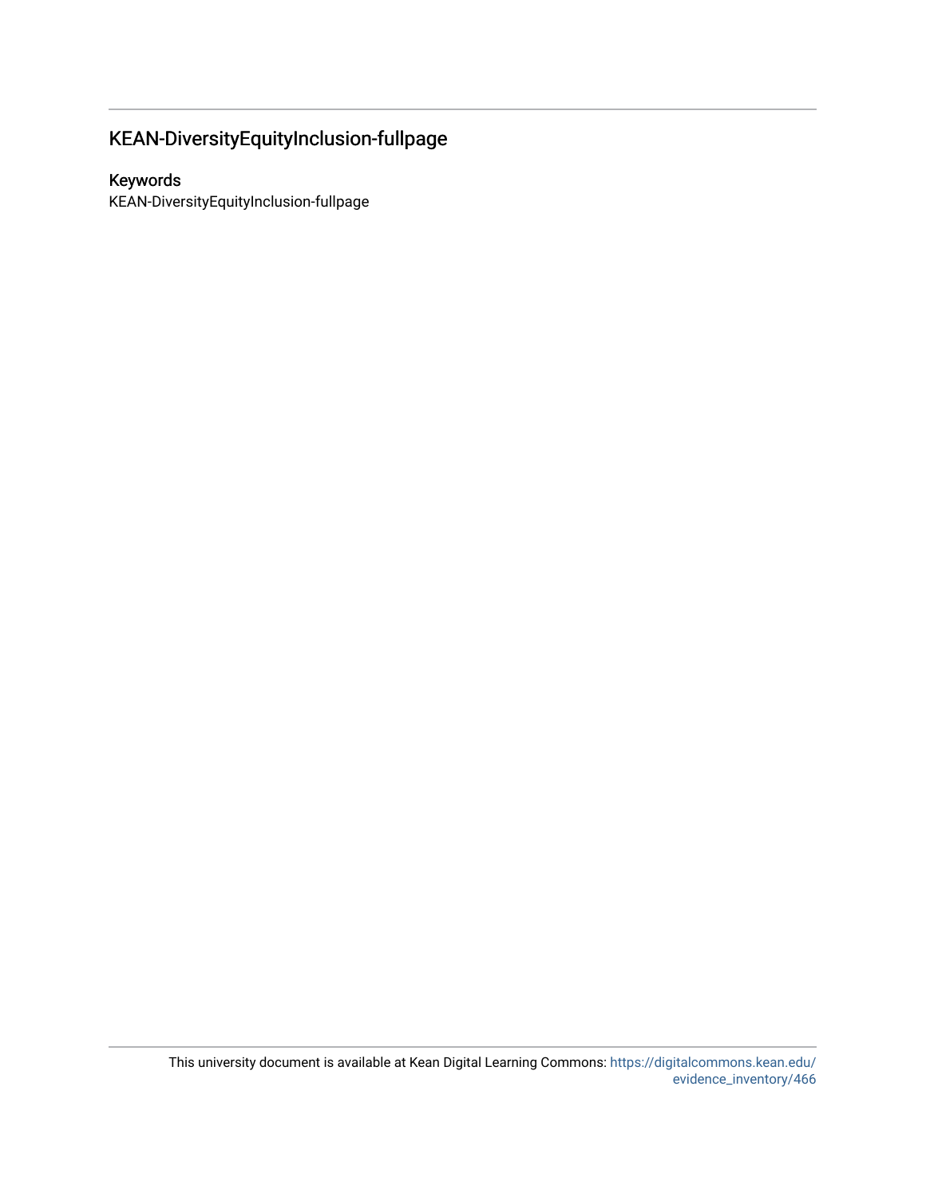## KEAN-DiversityEquityInclusion-fullpage

### Keywords

KEAN-DiversityEquityInclusion-fullpage

This university document is available at Kean Digital Learning Commons: https://digitalcommons.kean.edu/evidence_inventory/466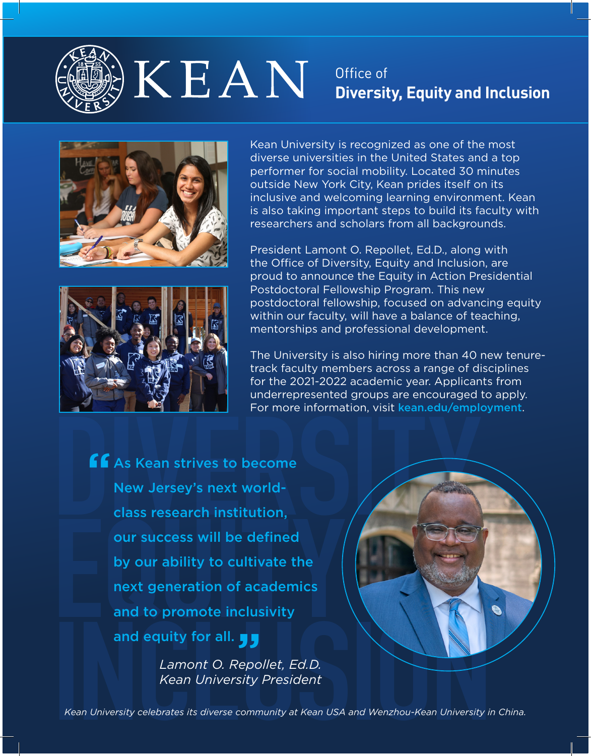# KEAN

Office of
**Diversity, Equity and Inclusion**

Kean University is recognized as one of the most diverse universities in the United States and a top performer for social mobility. Located 30 minutes outside New York City, Kean prides itself on its inclusive and welcoming learning environment. Kean is also taking important steps to build its faculty with researchers and scholars from all backgrounds.

President Lamont O. Repollet, Ed.D., along with the Office of Diversity, Equity and Inclusion, are proud to announce the Equity in Action Presidential Postdoctoral Fellowship Program. This new postdoctoral fellowship, focused on advancing equity within our faculty, will have a balance of teaching, mentorships and professional development.

The University is also hiring more than 40 new tenure-track faculty members across a range of disciplines for the 2021-2022 academic year. Applicants from underrepresented groups are encouraged to apply. For more information, visit **kean.edu/employment**.

> "As Kean strives to become New Jersey's next world-class research institution, our success will be defined by our ability to cultivate the next generation of academics and to promote inclusivity and equity for all."
>
> *Lamont O. Repollet, Ed.D.*
> *Kean University President*

*Kean University celebrates its diverse community at Kean USA and Wenzhou-Kean University in China.*